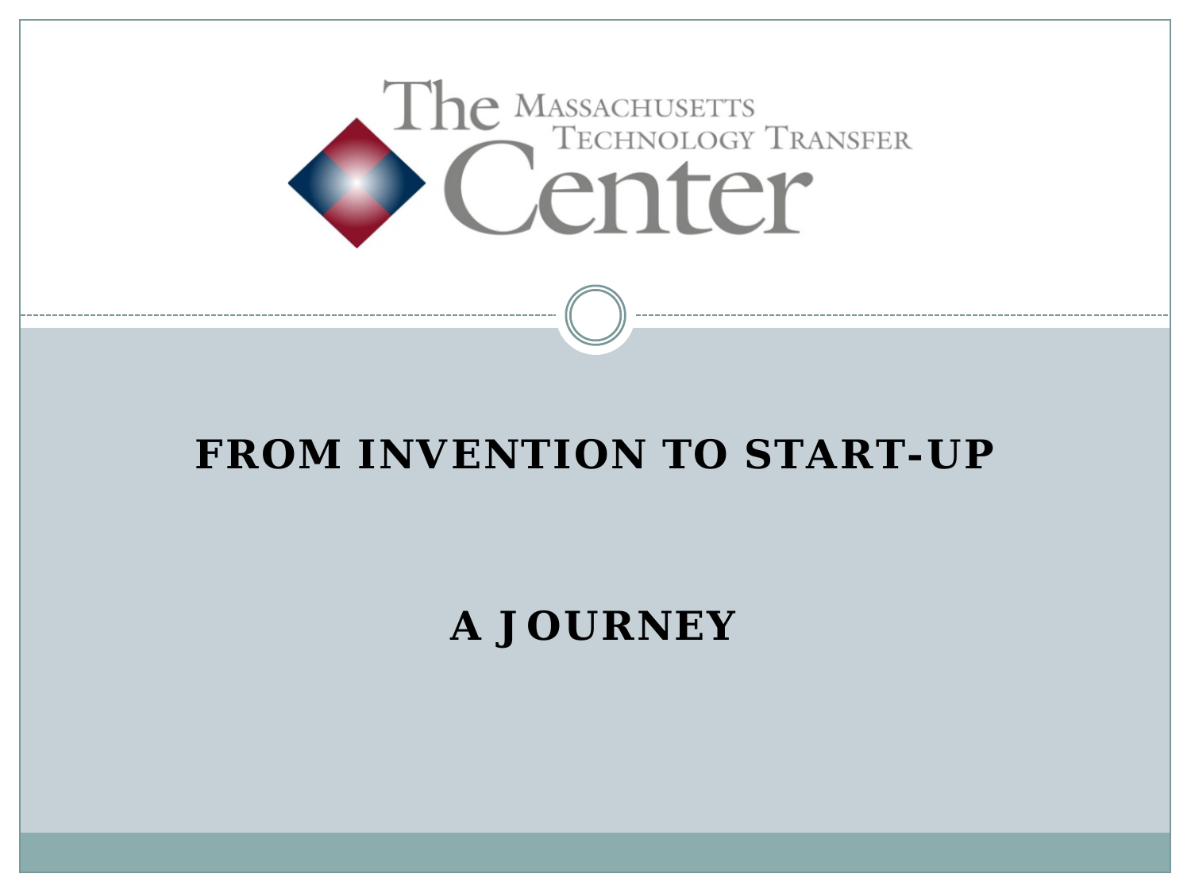The Massachusetts Technology Transfer Center

# FROM INVENTION TO START-UP

## A JOURNEY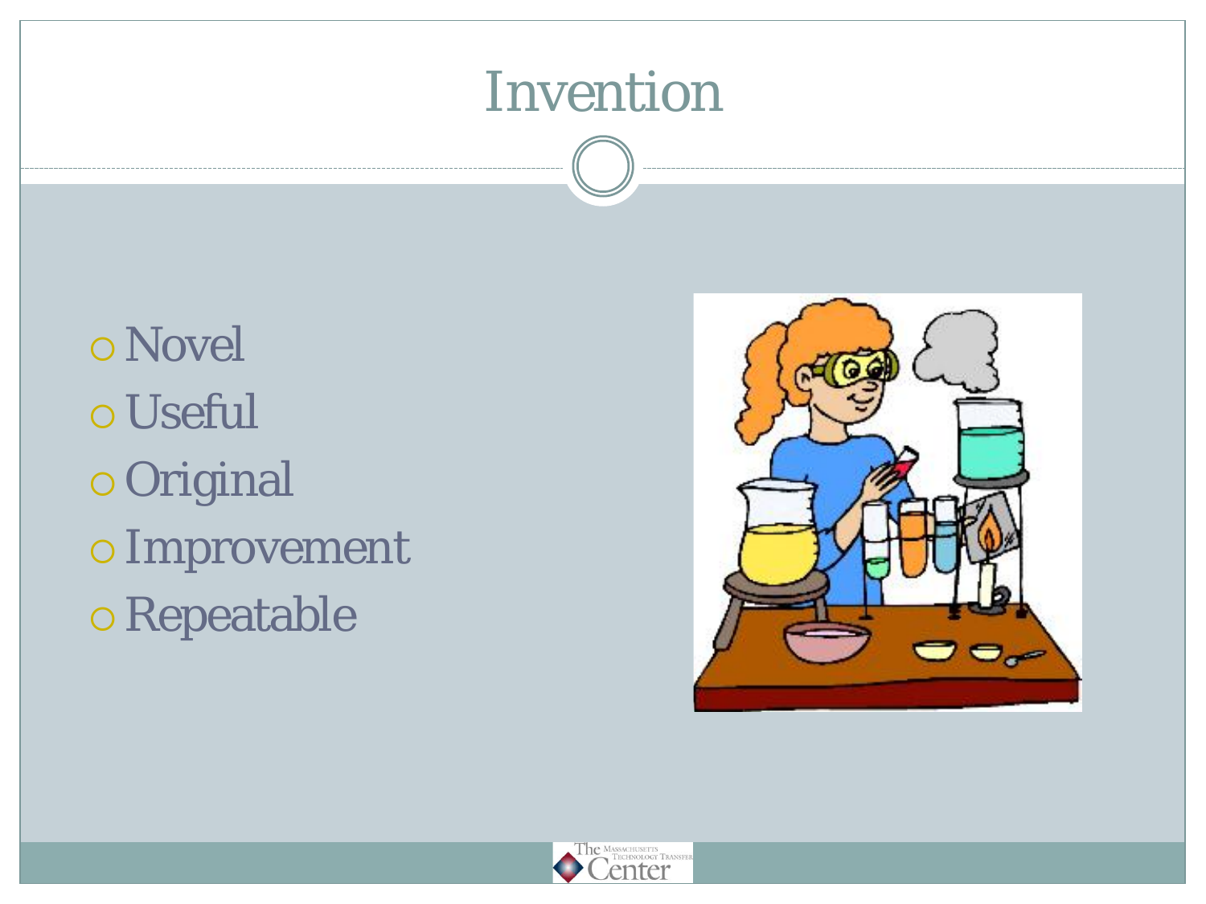# Invention

- Novel
- Useful
- Original
- Improvement
- Repeatable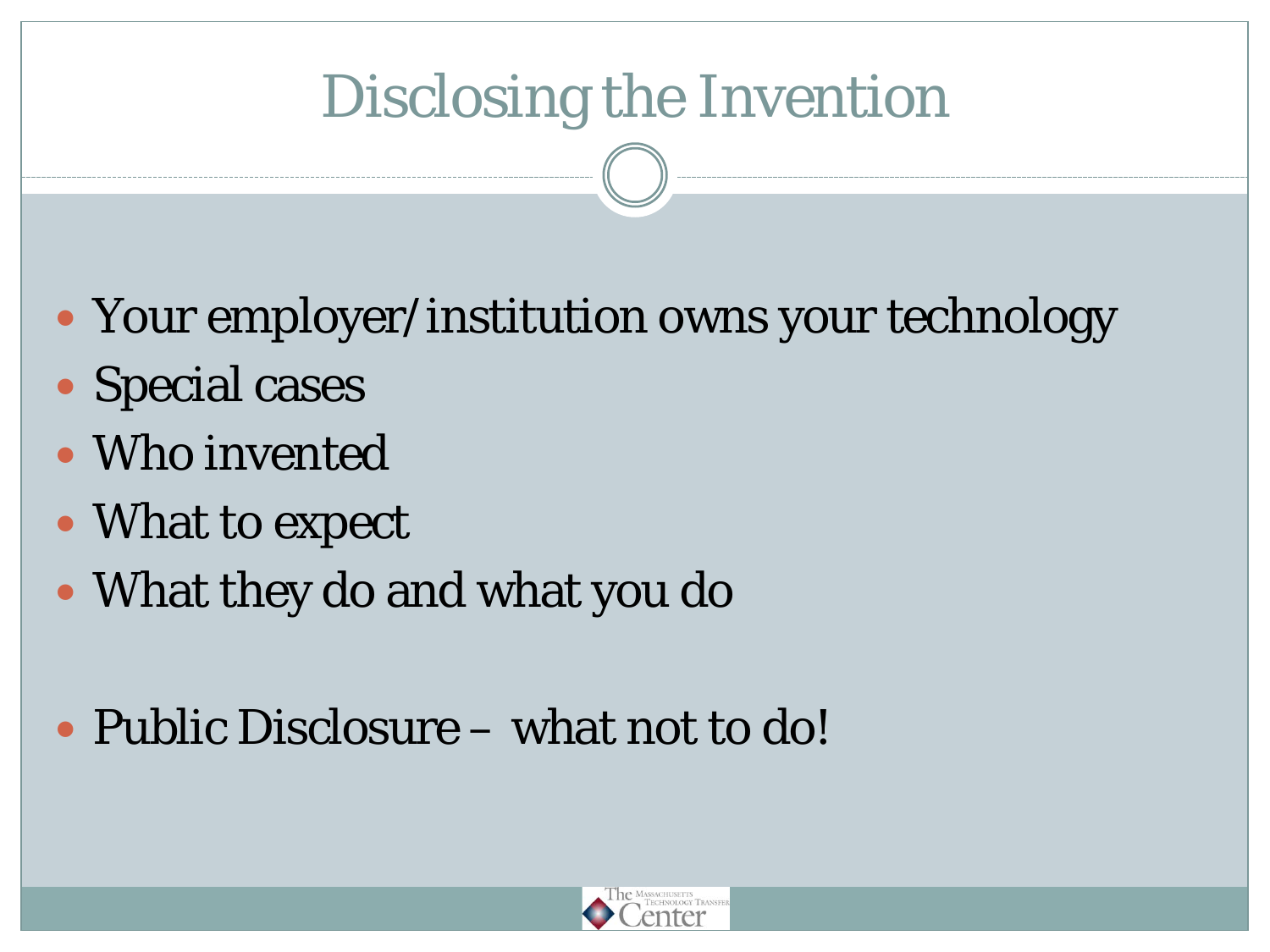# Disclosing the Invention

- Your employer/institution owns your technology
- Special cases
- Who invented
- What to expect
- What they do and what you do

- Public Disclosure – what not to do!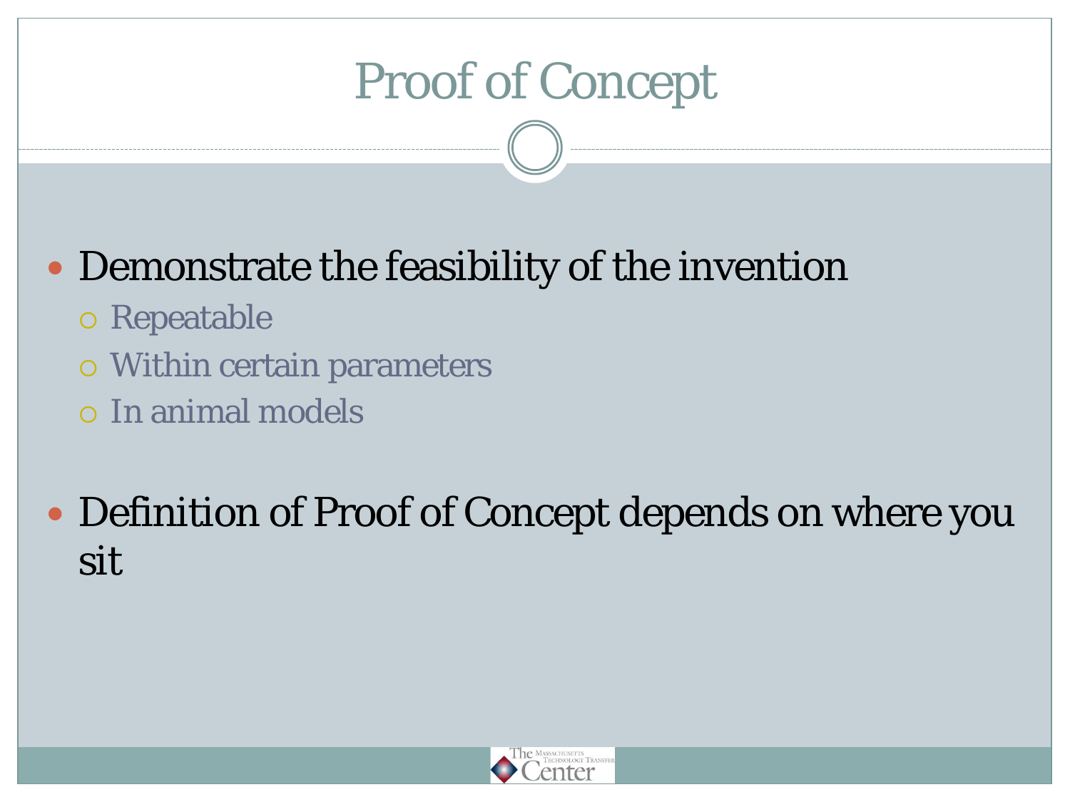# Proof of Concept

- Demonstrate the feasibility of the invention
  - Repeatable
  - Within certain parameters
  - In animal models

- Definition of Proof of Concept depends on where you sit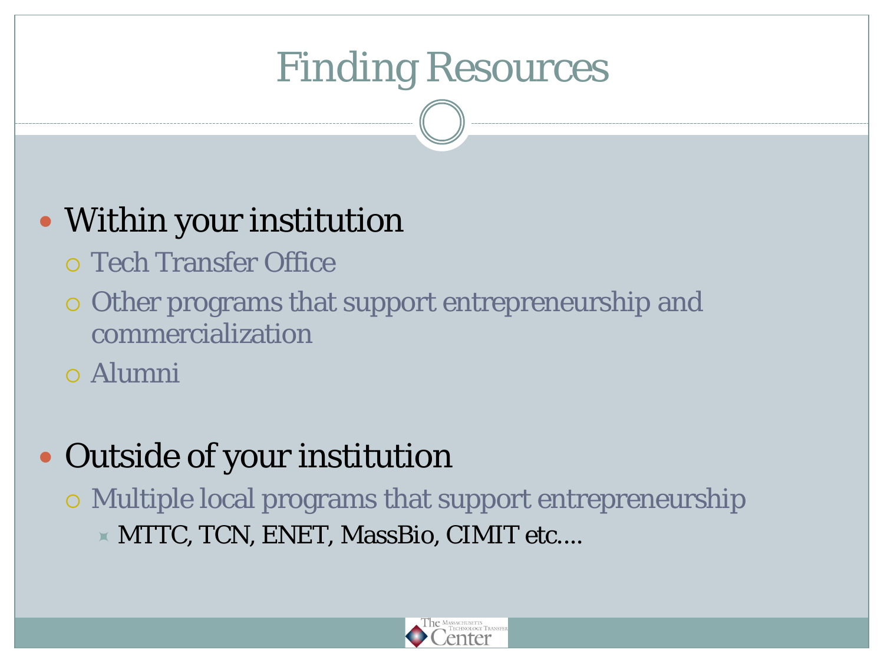# Finding Resources

- Within your institution
  - Tech Transfer Office
  - Other programs that support entrepreneurship and commercialization
  - Alumni

- Outside of your institution
  - Multiple local programs that support entrepreneurship
    - MTTC, TCN, ENET, MassBio, CIMIT etc....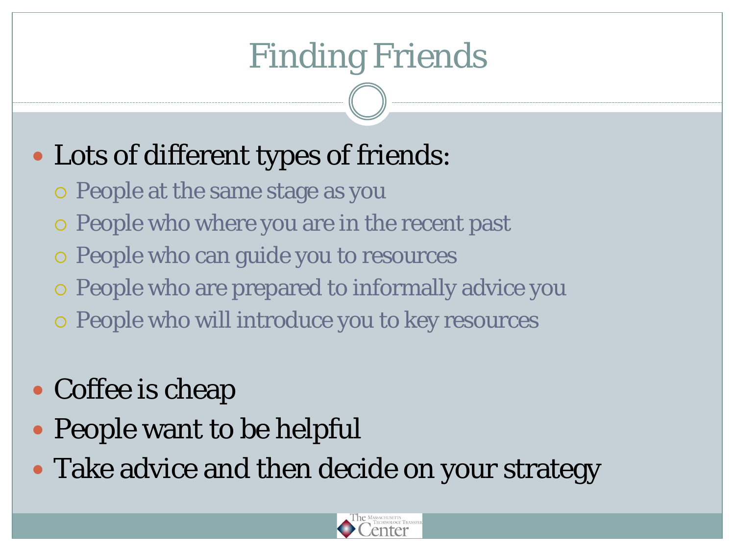# Finding Friends

- Lots of different types of friends:
  - People at the same stage as you
  - People who where you are in the recent past
  - People who can guide you to resources
  - People who are prepared to informally advice you
  - People who will introduce you to key resources
- Coffee is cheap
- People want to be helpful
- Take advice and then decide on your strategy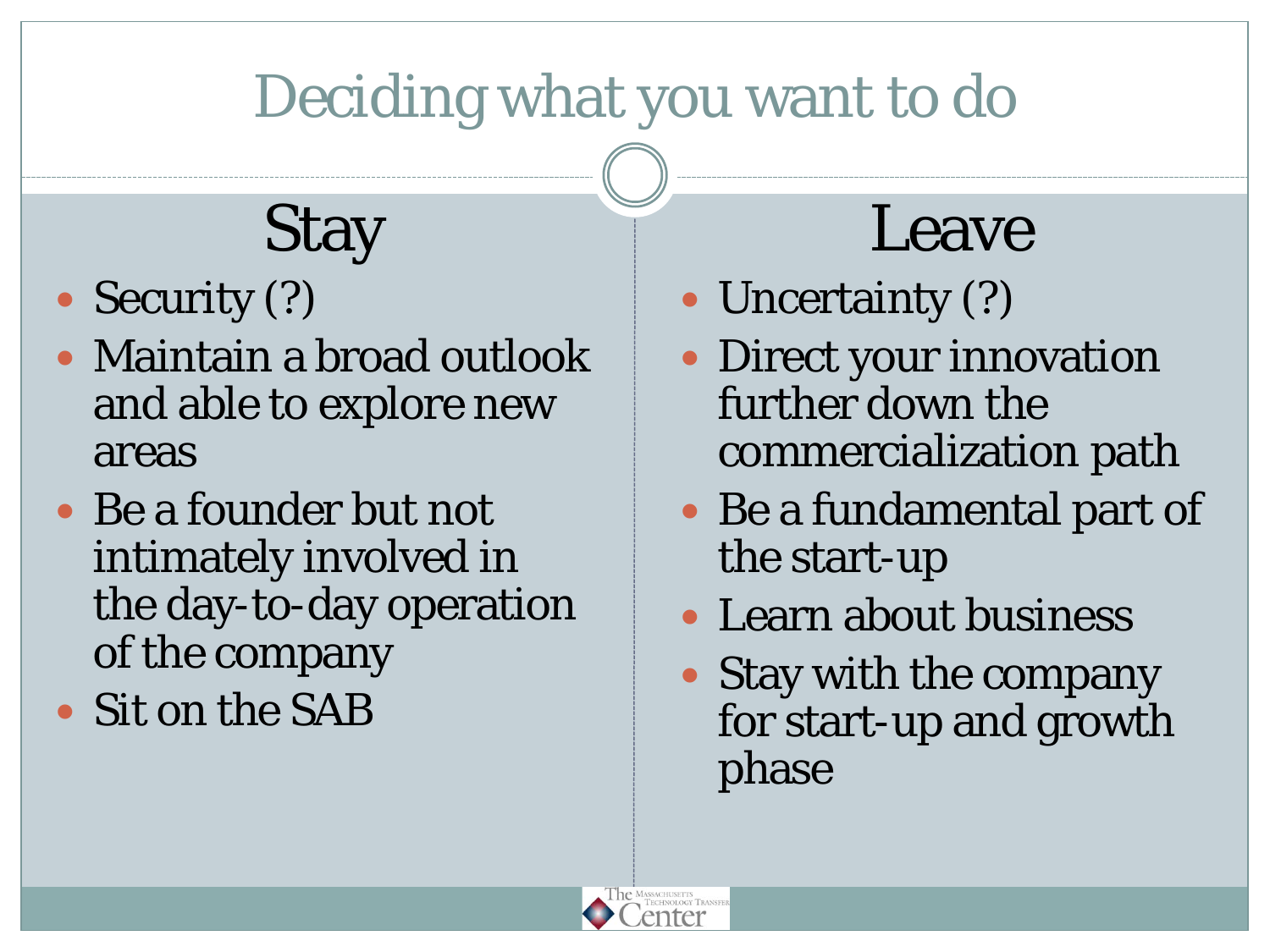# Deciding what you want to do

## Stay

- Security (?)
- Maintain a broad outlook and able to explore new areas
- Be a founder but not intimately involved in the day-to-day operation of the company
- Sit on the SAB

## Leave

- Uncertainty (?)
- Direct your innovation further down the commercialization path
- Be a fundamental part of the start-up
- Learn about business
- Stay with the company for start-up and growth phase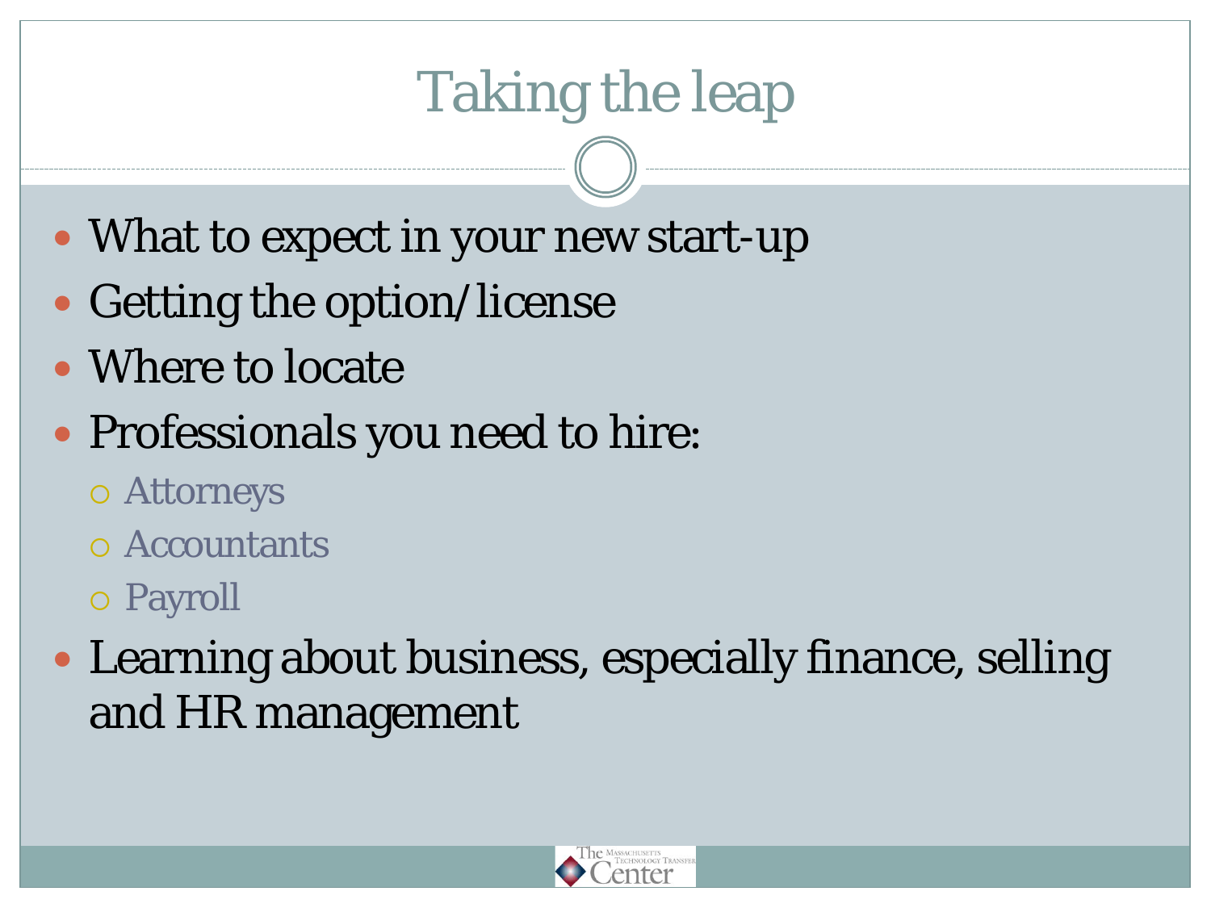# Taking the leap

- What to expect in your new start-up
- Getting the option/license
- Where to locate
- Professionals you need to hire:
  - Attorneys
  - Accountants
  - Payroll
- Learning about business, especially finance, selling and HR management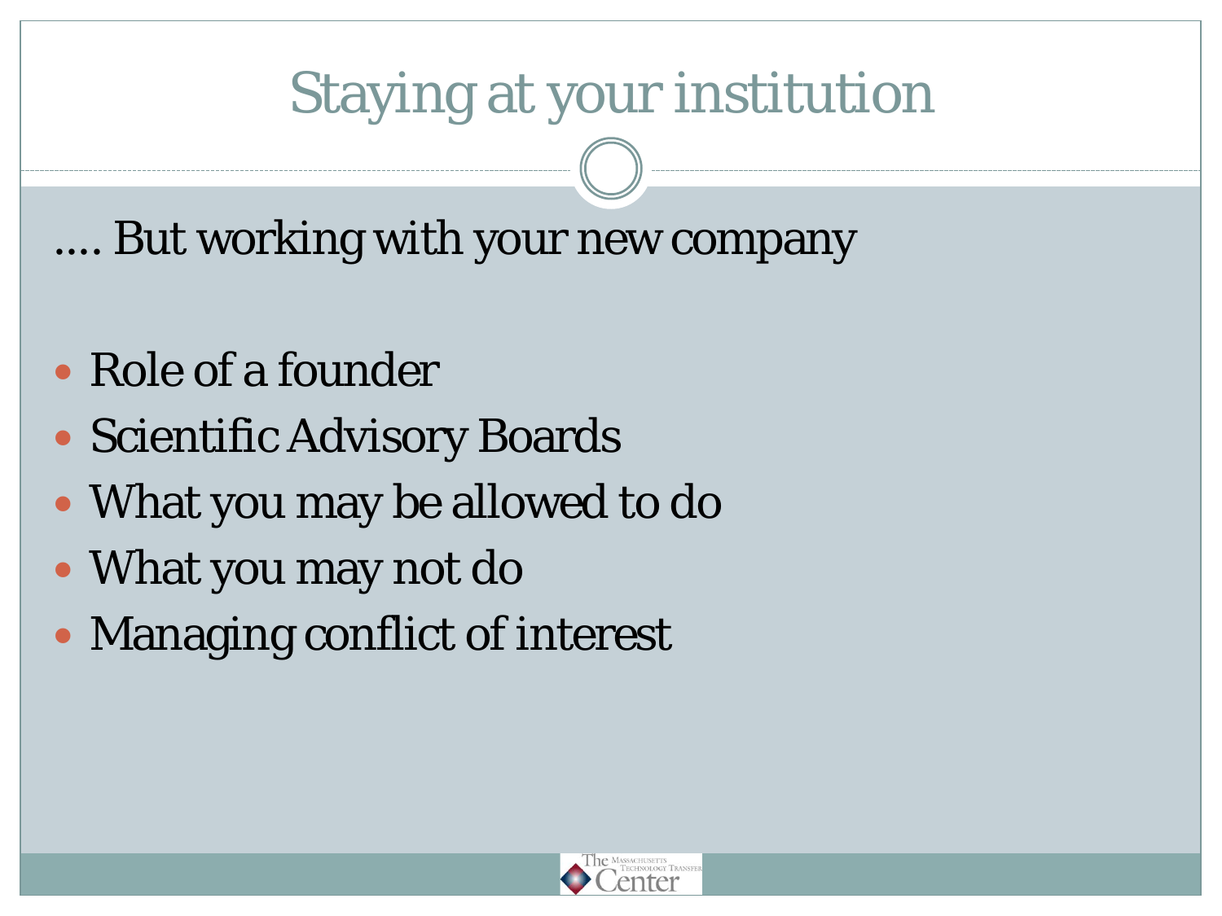# Staying at your institution

.... But working with your new company

- Role of a founder
- Scientific Advisory Boards
- What you may be allowed to do
- What you may not do
- Managing conflict of interest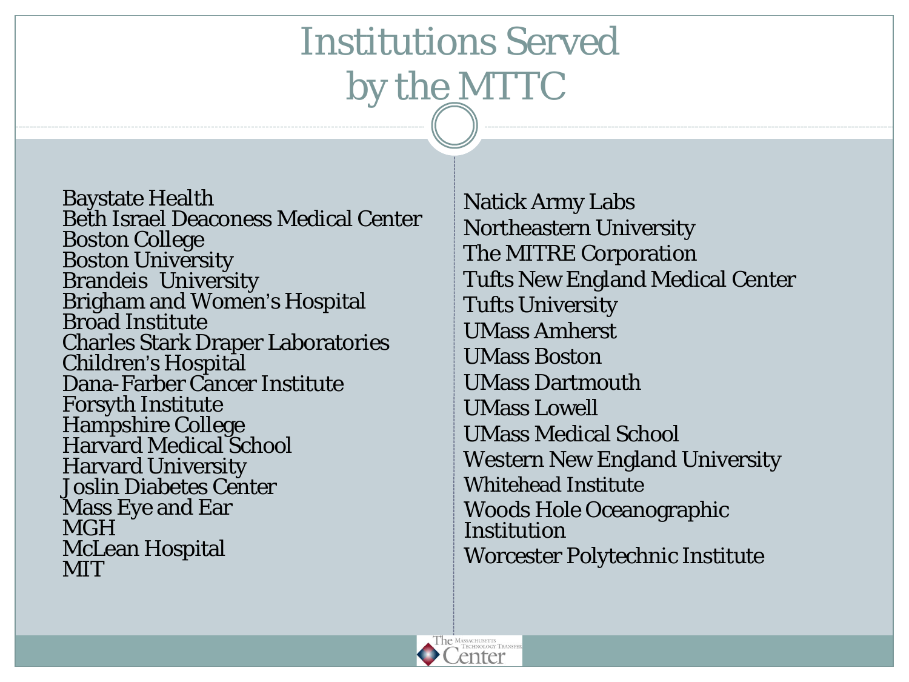# Institutions Served by the MTTC

- Baystate Health
- Beth Israel Deaconess Medical Center
- Boston College
- Boston University
- Brandeis University
- Brigham and Women's Hospital
- Broad Institute
- Charles Stark Draper Laboratories
- Children's Hospital
- Dana-Farber Cancer Institute
- Forsyth Institute
- Hampshire College
- Harvard Medical School
- Harvard University
- Joslin Diabetes Center
- Mass Eye and Ear
- MGH
- McLean Hospital
- MIT
- Natick Army Labs
- Northeastern University
- The MITRE Corporation
- Tufts New England Medical Center
- Tufts University
- UMass Amherst
- UMass Boston
- UMass Dartmouth
- UMass Lowell
- UMass Medical School
- Western New England University
- Whitehead Institute
- Woods Hole Oceanographic Institution
- Worcester Polytechnic Institute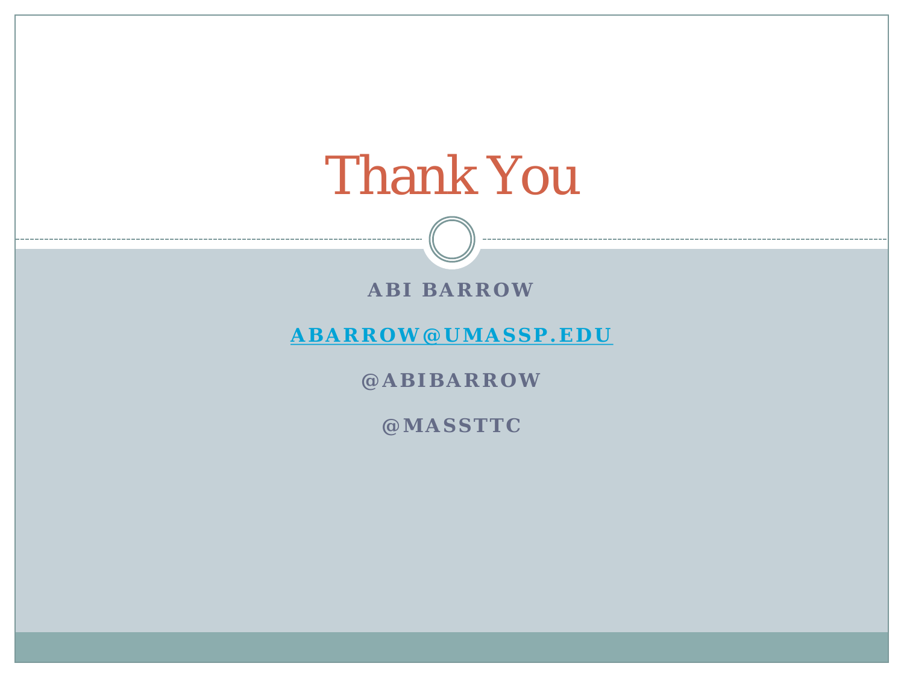# Thank You

**ABI BARROW**

**[ABARROW@UMASSP.EDU](mailto:ABARROW@UMASSP.EDU)**

**@ABIBARROW**

**@MASSTTC**